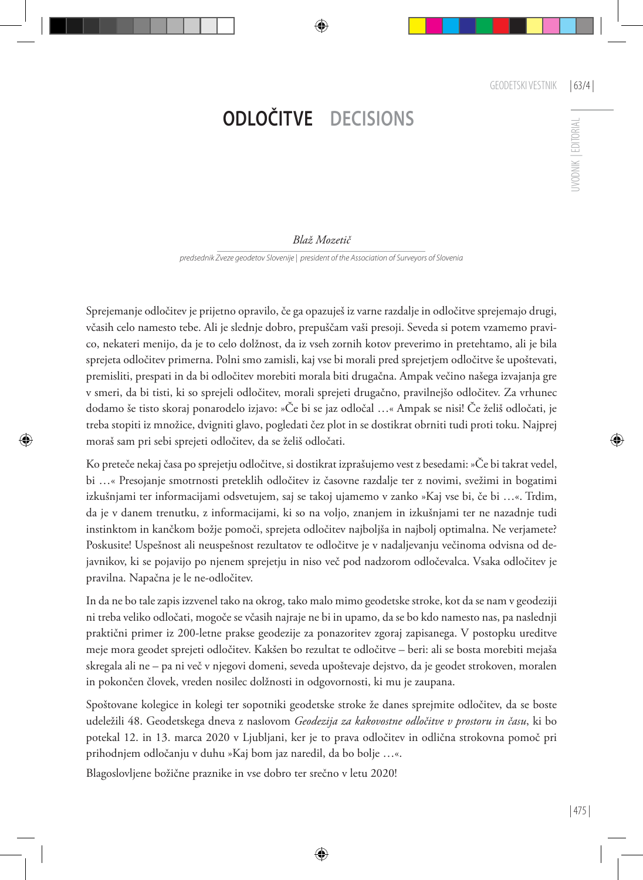# ODLOČITVE DECISIONS

*Blaž Mozetič*

*predsednik Zveze geodetov Slovenije | president of the Association of Surveyors of Slovenia*

Sprejemanje odločitev je prijetno opravilo, če ga opazuješ iz varne razdalje in odločitve sprejemajo drugi, včasih celo namesto tebe. Ali je slednje dobro, prepuščam vaši presoji. Seveda si potem vzamemo pravico, nekateri menijo, da je to celo dolžnost, da iz vseh zornih kotov preverimo in pretehtamo, ali je bila sprejeta odločitev primerna. Polni smo zamisli, kaj vse bi morali pred sprejetjem odločitve še upoštevati, premisliti, prespati in da bi odločitev morebiti morala biti drugačna. Ampak večino našega izvajanja gre v smeri, da bi tisti, ki so sprejeli odločitev, morali sprejeti drugačno, pravilnejšo odločitev. Za vrhunec dodamo še tisto skoraj ponarodelo izjavo: »Če bi se jaz odločal …« Ampak se nisi! Če želiš odločati, je treba stopiti iz množice, dvigniti glavo, pogledati čez plot in se dostikrat obrniti tudi proti toku. Najprej moraš sam pri sebi sprejeti odločitev, da se želiš odločati.

Ko preteče nekaj časa po sprejetju odločitve, si dostikrat izprašujemo vest z besedami: »Če bi takrat vedel, bi …« Presojanje smotrnosti preteklih odločitev iz časovne razdalje ter z novimi, svežimi in bogatimi izkušnjami ter informacijami odsvetujem, saj se takoj ujamemo v zanko »Kaj vse bi, če bi …«. Trdim, da je v danem trenutku, z informacijami, ki so na voljo, znanjem in izkušnjami ter ne nazadnje tudi instinktom in kančkom božje pomoči, sprejeta odločitev najboljša in najbolj optimalna. Ne verjamete? Poskusite! Uspešnost ali neuspešnost rezultatov te odločitve je v nadaljevanju večinoma odvisna od dejavnikov, ki se pojavijo po njenem sprejetju in niso več pod nadzorom odločevalca. Vsaka odločitev je pravilna. Napačna je le ne-odločitev.

In da ne bo tale zapis izzvenel tako na okrog, tako malo mimo geodetske stroke, kot da se nam v geodeziji ni treba veliko odločati, mogoče se včasih najraje ne bi in upamo, da se bo kdo namesto nas, pa naslednji praktični primer iz 200-letne prakse geodezije za ponazoritev zgoraj zapisanega. V postopku ureditve meje mora geodet sprejeti odločitev. Kakšen bo rezultat te odločitve – beri: ali se bosta morebiti mejaša skregala ali ne – pa ni več v njegovi domeni, seveda upoštevaje dejstvo, da je geodet strokoven, moralen in pokončen človek, vreden nosilec dolžnosti in odgovornosti, ki mu je zaupana.

Spoštovane kolegice in kolegi ter sopotniki geodetske stroke že danes sprejmite odločitev, da se boste udeležili 48. Geodetskega dneva z naslovom *Geodezija za kakovostne odločitve v prostoru in času*, ki bo potekal 12. in 13. marca 2020 v Ljubljani, ker je to prava odločitev in odlična strokovna pomoč pri prihodnjem odločanju v duhu »Kaj bom jaz naredil, da bo bolje …«.

Blagoslovljene božične praznike in vse dobro ter srečno v letu 2020!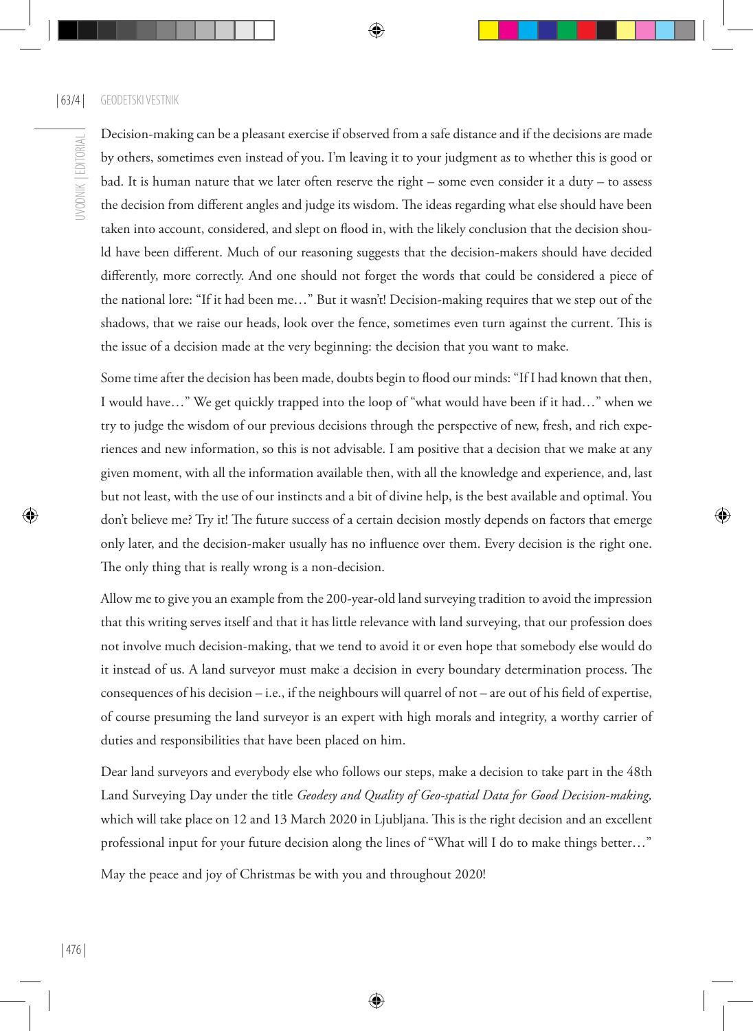Decision-making can be a pleasant exercise if observed from a safe distance and if the decisions are made by others, sometimes even instead of you. I'm leaving it to your judgment as to whether this is good or bad. It is human nature that we later often reserve the right – some even consider it a duty – to assess the decision from different angles and judge its wisdom. The ideas regarding what else should have been taken into account, considered, and slept on flood in, with the likely conclusion that the decision should have been different. Much of our reasoning suggests that the decision-makers should have decided differently, more correctly. And one should not forget the words that could be considered a piece of the national lore: "If it had been me…" But it wasn't! Decision-making requires that we step out of the shadows, that we raise our heads, look over the fence, sometimes even turn against the current. This is the issue of a decision made at the very beginning: the decision that you want to make.

Some time after the decision has been made, doubts begin to flood our minds: "If I had known that then, I would have…" We get quickly trapped into the loop of "what would have been if it had…" when we try to judge the wisdom of our previous decisions through the perspective of new, fresh, and rich experiences and new information, so this is not advisable. I am positive that a decision that we make at any given moment, with all the information available then, with all the knowledge and experience, and, last but not least, with the use of our instincts and a bit of divine help, is the best available and optimal. You don't believe me? Try it! The future success of a certain decision mostly depends on factors that emerge only later, and the decision-maker usually has no influence over them. Every decision is the right one. The only thing that is really wrong is a non-decision.

Allow me to give you an example from the 200-year-old land surveying tradition to avoid the impression that this writing serves itself and that it has little relevance with land surveying, that our profession does not involve much decision-making, that we tend to avoid it or even hope that somebody else would do it instead of us. A land surveyor must make a decision in every boundary determination process. The consequences of his decision – i.e., if the neighbours will quarrel of not – are out of his field of expertise, of course presuming the land surveyor is an expert with high morals and integrity, a worthy carrier of duties and responsibilities that have been placed on him.

Dear land surveyors and everybody else who follows our steps, make a decision to take part in the 48th Land Surveying Day under the title *Geodesy and Quality of Geo-spatial Data for Good Decision-making,* which will take place on 12 and 13 March 2020 in Ljubljana. This is the right decision and an excellent professional input for your future decision along the lines of "What will I do to make things better…"

May the peace and joy of Christmas be with you and throughout 2020!